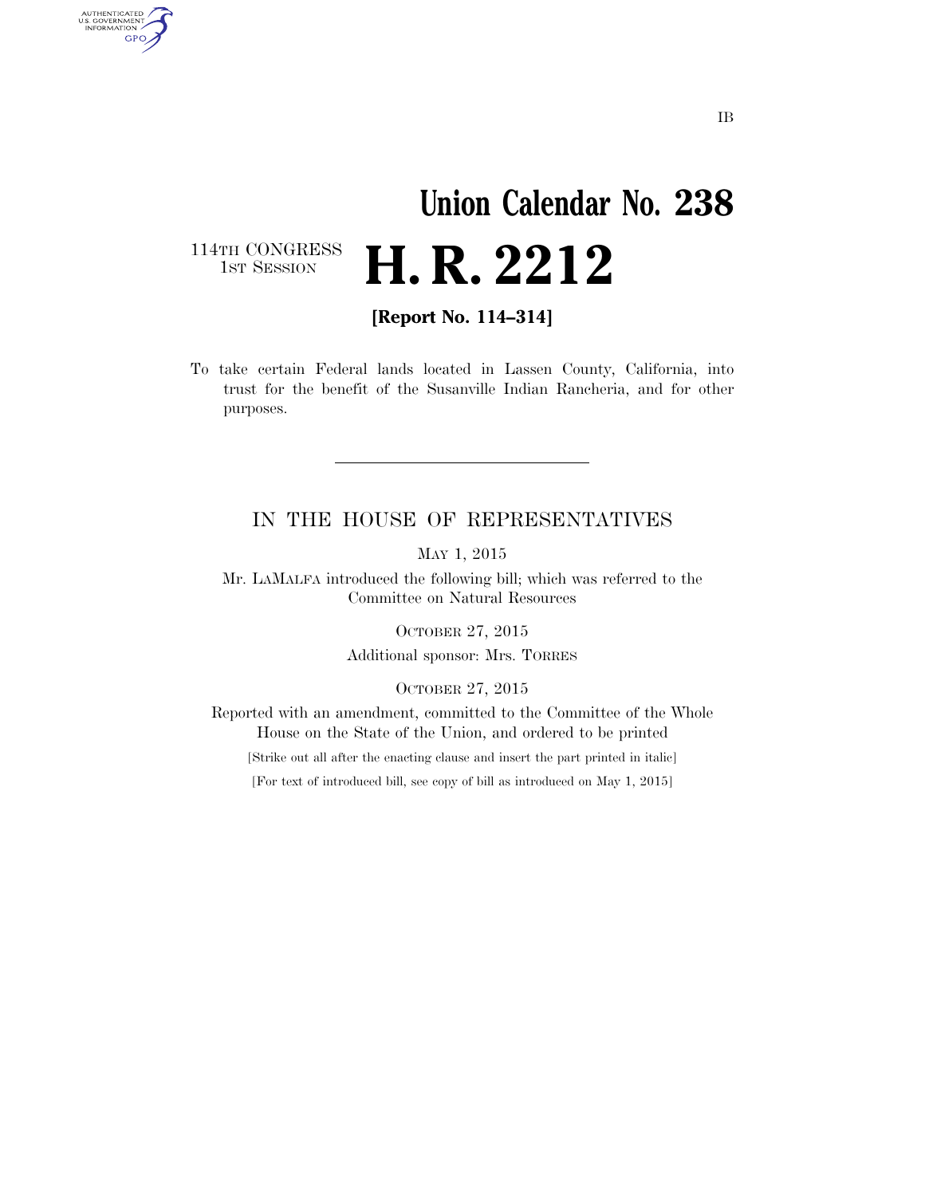IB

# Union Calendar No. 238

114TH CONGRESS
1ST SESSION

# H. R. 2212

**[Report No. 114–314]**

To take certain Federal lands located in Lassen County, California, into trust for the benefit of the Susanville Indian Rancheria, and for other purposes.

---

IN THE HOUSE OF REPRESENTATIVES

MAY 1, 2015

Mr. LAMALFA introduced the following bill; which was referred to the Committee on Natural Resources

OCTOBER 27, 2015

Additional sponsor: Mrs. TORRES

OCTOBER 27, 2015

Reported with an amendment, committed to the Committee of the Whole House on the State of the Union, and ordered to be printed

[Strike out all after the enacting clause and insert the part printed in italic]

[For text of introduced bill, see copy of bill as introduced on May 1, 2015]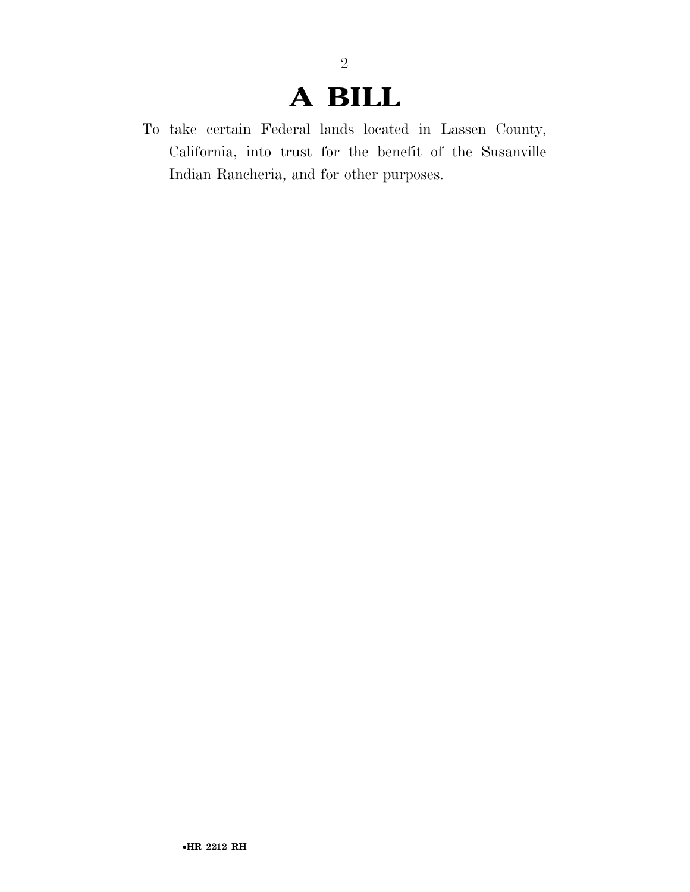# A BILL

To take certain Federal lands located in Lassen County, California, into trust for the benefit of the Susanville Indian Rancheria, and for other purposes.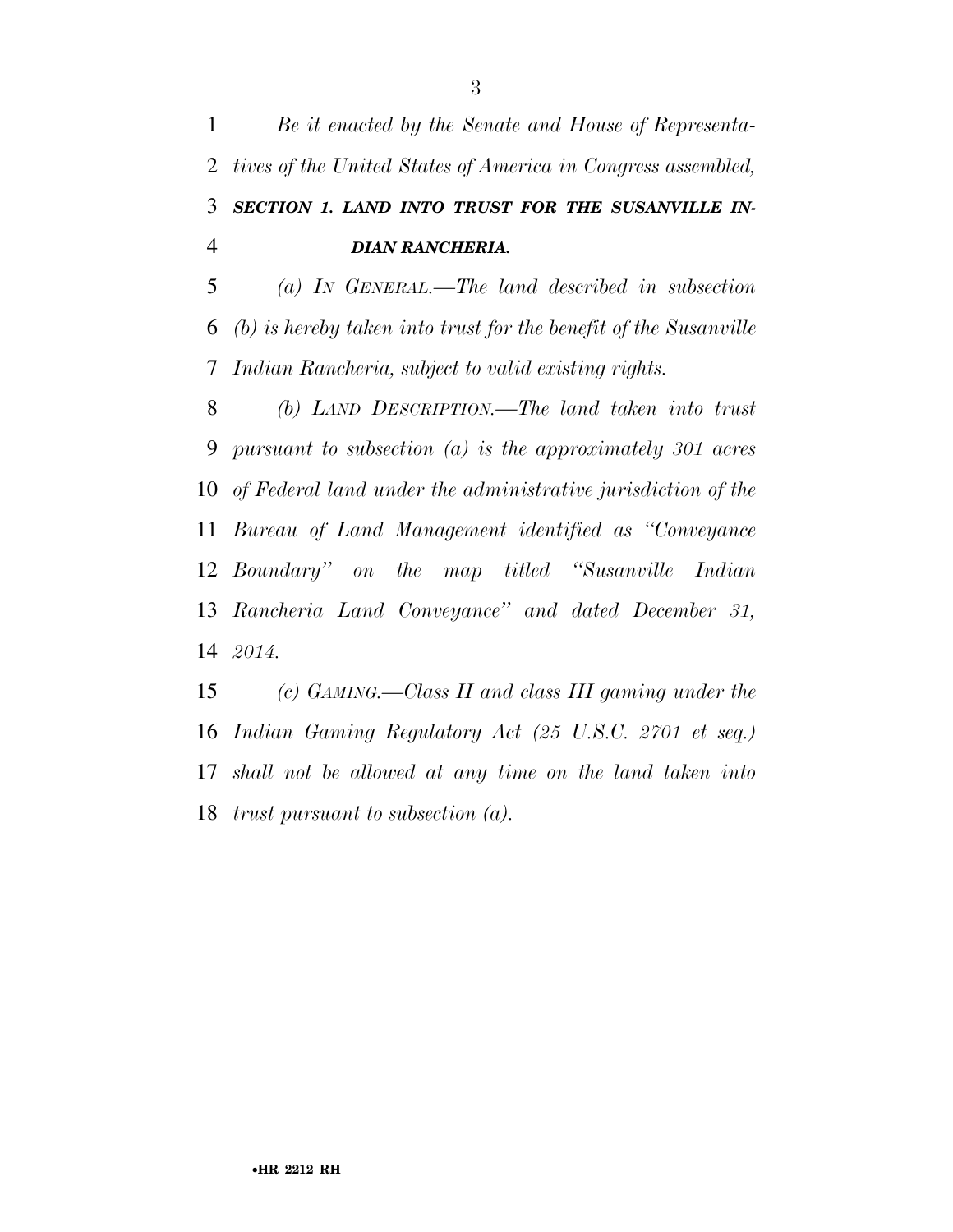*Be it enacted by the Senate and House of Representatives of the United States of America in Congress assembled,*

***SECTION 1. LAND INTO TRUST FOR THE SUSANVILLE INDIAN RANCHERIA.***

*(a) IN GENERAL.—The land described in subsection (b) is hereby taken into trust for the benefit of the Susanville Indian Rancheria, subject to valid existing rights.*

*(b) LAND DESCRIPTION.—The land taken into trust pursuant to subsection (a) is the approximately 301 acres of Federal land under the administrative jurisdiction of the Bureau of Land Management identified as "Conveyance Boundary" on the map titled "Susanville Indian Rancheria Land Conveyance" and dated December 31, 2014.*

*(c) GAMING.—Class II and class III gaming under the Indian Gaming Regulatory Act (25 U.S.C. 2701 et seq.) shall not be allowed at any time on the land taken into trust pursuant to subsection (a).*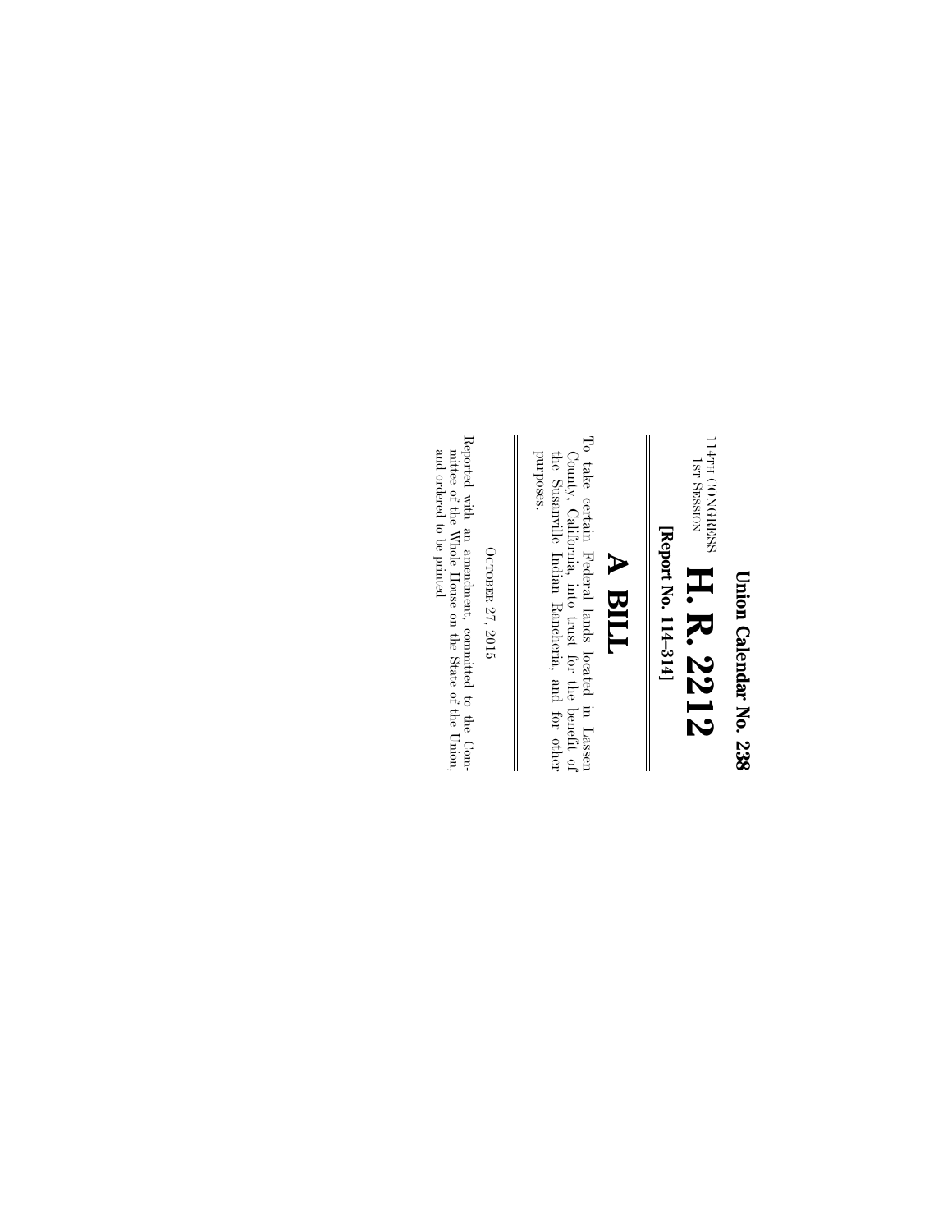Union Calendar No. 238

114TH CONGRESS
1ST SESSION

# H. R. 2212

**[Report No. 114–314]**

# A BILL

To take certain Federal lands located in Lassen County, California, into trust for the benefit of the Susanville Indian Rancheria, and for other purposes.

OCTOBER 27, 2015

Reported with an amendment, committed to the Committee of the Whole House on the State of the Union, and ordered to be printed